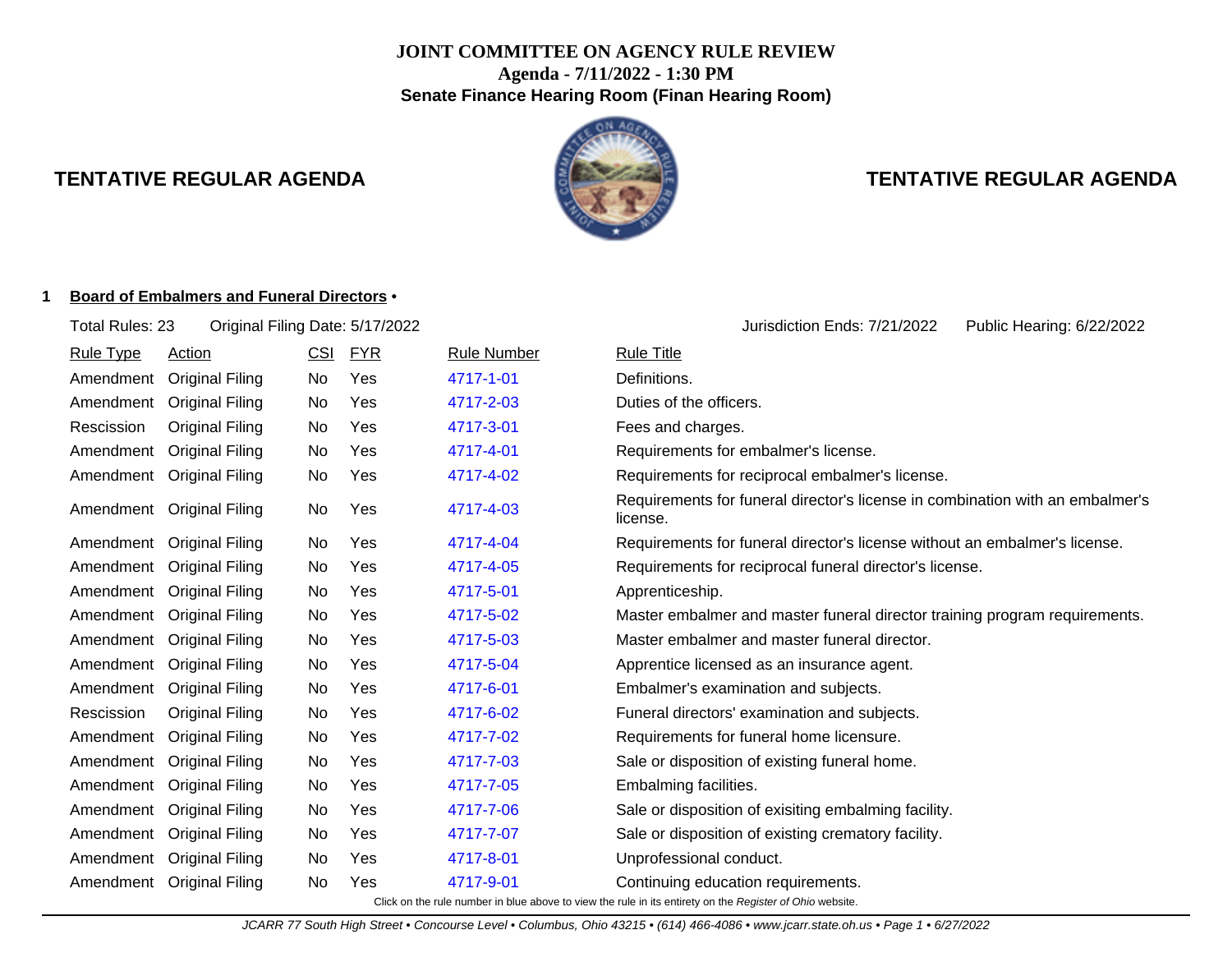# JOINT COMMITTEE ON AGENCY RULE REVIEW

**Agenda - 7/11/2022 - 1:30 PM**

**Senate Finance Hearing Room (Finan Hearing Room)**

## TENTATIVE REGULAR AGENDA

**1 Board of Embalmers and Funeral Directors •**

Total Rules: 23 | Original Filing Date: 5/17/2022 | Jurisdiction Ends: 7/21/2022 | Public Hearing: 6/22/2022

| Rule Type | Action | CSI | FYR | Rule Number | Rule Title |
|---|---|---|---|---|---|
| Amendment | Original Filing | No | Yes | 4717-1-01 | Definitions. |
| Amendment | Original Filing | No | Yes | 4717-2-03 | Duties of the officers. |
| Rescission | Original Filing | No | Yes | 4717-3-01 | Fees and charges. |
| Amendment | Original Filing | No | Yes | 4717-4-01 | Requirements for embalmer's license. |
| Amendment | Original Filing | No | Yes | 4717-4-02 | Requirements for reciprocal embalmer's license. |
| Amendment | Original Filing | No | Yes | 4717-4-03 | Requirements for funeral director's license in combination with an embalmer's license. |
| Amendment | Original Filing | No | Yes | 4717-4-04 | Requirements for funeral director's license without an embalmer's license. |
| Amendment | Original Filing | No | Yes | 4717-4-05 | Requirements for reciprocal funeral director's license. |
| Amendment | Original Filing | No | Yes | 4717-5-01 | Apprenticeship. |
| Amendment | Original Filing | No | Yes | 4717-5-02 | Master embalmer and master funeral director training program requirements. |
| Amendment | Original Filing | No | Yes | 4717-5-03 | Master embalmer and master funeral director. |
| Amendment | Original Filing | No | Yes | 4717-5-04 | Apprentice licensed as an insurance agent. |
| Amendment | Original Filing | No | Yes | 4717-6-01 | Embalmer's examination and subjects. |
| Rescission | Original Filing | No | Yes | 4717-6-02 | Funeral directors' examination and subjects. |
| Amendment | Original Filing | No | Yes | 4717-7-02 | Requirements for funeral home licensure. |
| Amendment | Original Filing | No | Yes | 4717-7-03 | Sale or disposition of existing funeral home. |
| Amendment | Original Filing | No | Yes | 4717-7-05 | Embalming facilities. |
| Amendment | Original Filing | No | Yes | 4717-7-06 | Sale or disposition of exisiting embalming facility. |
| Amendment | Original Filing | No | Yes | 4717-7-07 | Sale or disposition of existing crematory facility. |
| Amendment | Original Filing | No | Yes | 4717-8-01 | Unprofessional conduct. |
| Amendment | Original Filing | No | Yes | 4717-9-01 | Continuing education requirements. |

Click on the rule number in blue above to view the rule in its entirety on the *Register of Ohio* website.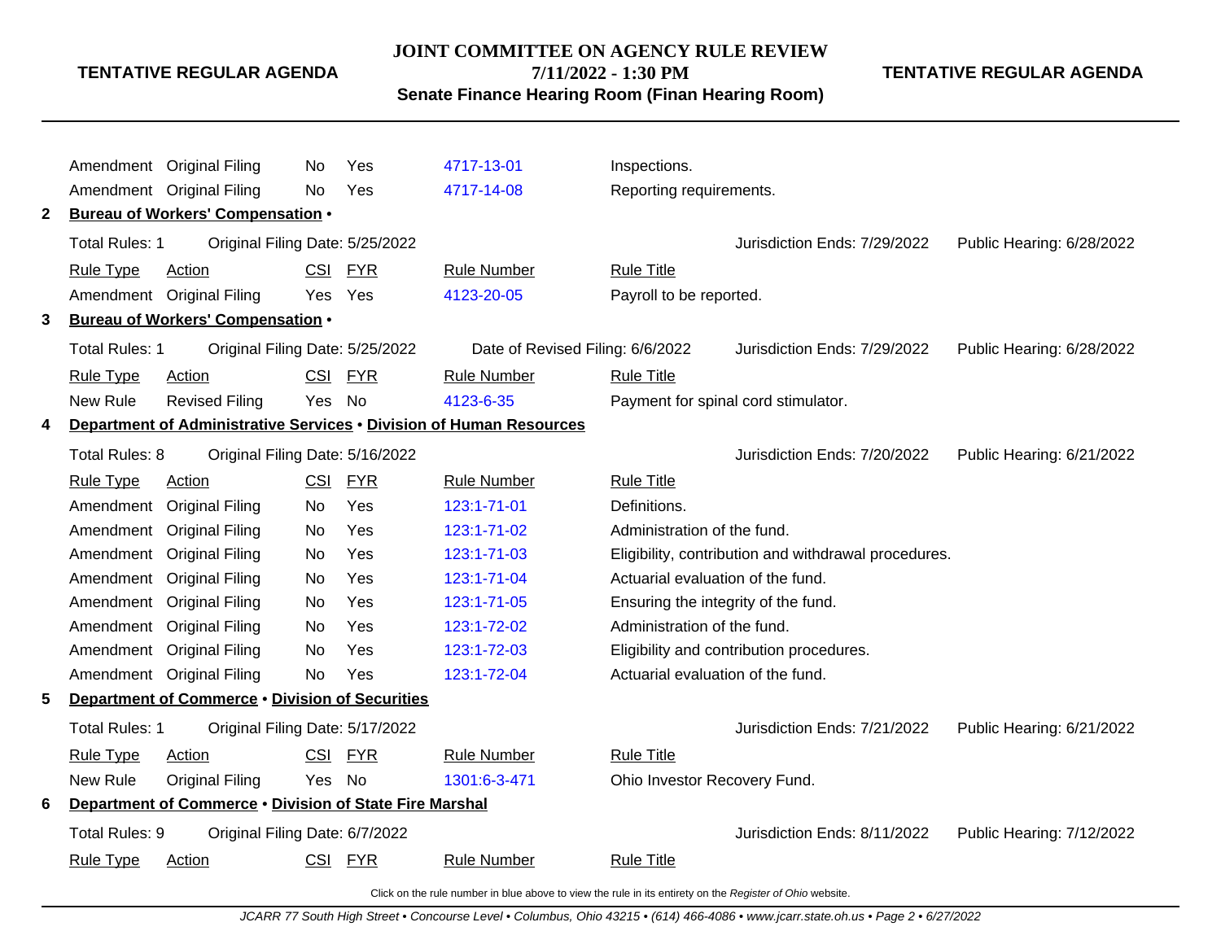| Rule Type | Action | CSI | FYR | Rule Number | Rule Title |
|---|---|---|---|---|---|
| Amendment | Original Filing | No | Yes | 4717-13-01 | Inspections. |
| Amendment | Original Filing | No | Yes | 4717-14-08 | Reporting requirements. |

**2 Bureau of Workers' Compensation •**

Total Rules: 1 Original Filing Date: 5/25/2022 Jurisdiction Ends: 7/29/2022 Public Hearing: 6/28/2022

| Rule Type | Action | CSI | FYR | Rule Number | Rule Title |
|---|---|---|---|---|---|
| Amendment | Original Filing | Yes | Yes | 4123-20-05 | Payroll to be reported. |

**3 Bureau of Workers' Compensation •**

Total Rules: 1 Original Filing Date: 5/25/2022 Date of Revised Filing: 6/6/2022 Jurisdiction Ends: 7/29/2022 Public Hearing: 6/28/2022

| Rule Type | Action | CSI | FYR | Rule Number | Rule Title |
|---|---|---|---|---|---|
| New Rule | Revised Filing | Yes | No | 4123-6-35 | Payment for spinal cord stimulator. |

**4 Department of Administrative Services • Division of Human Resources**

Total Rules: 8 Original Filing Date: 5/16/2022 Jurisdiction Ends: 7/20/2022 Public Hearing: 6/21/2022

| Rule Type | Action | CSI | FYR | Rule Number | Rule Title |
|---|---|---|---|---|---|
| Amendment | Original Filing | No | Yes | 123:1-71-01 | Definitions. |
| Amendment | Original Filing | No | Yes | 123:1-71-02 | Administration of the fund. |
| Amendment | Original Filing | No | Yes | 123:1-71-03 | Eligibility, contribution and withdrawal procedures. |
| Amendment | Original Filing | No | Yes | 123:1-71-04 | Actuarial evaluation of the fund. |
| Amendment | Original Filing | No | Yes | 123:1-71-05 | Ensuring the integrity of the fund. |
| Amendment | Original Filing | No | Yes | 123:1-72-02 | Administration of the fund. |
| Amendment | Original Filing | No | Yes | 123:1-72-03 | Eligibility and contribution procedures. |
| Amendment | Original Filing | No | Yes | 123:1-72-04 | Actuarial evaluation of the fund. |

**5 Department of Commerce • Division of Securities**

Total Rules: 1 Original Filing Date: 5/17/2022 Jurisdiction Ends: 7/21/2022 Public Hearing: 6/21/2022

| Rule Type | Action | CSI | FYR | Rule Number | Rule Title |
|---|---|---|---|---|---|
| New Rule | Original Filing | Yes | No | 1301:6-3-471 | Ohio Investor Recovery Fund. |

**6 Department of Commerce • Division of State Fire Marshal**

Total Rules: 9 Original Filing Date: 6/7/2022 Jurisdiction Ends: 8/11/2022 Public Hearing: 7/12/2022

| Rule Type | Action | CSI | FYR | Rule Number | Rule Title |
|---|---|---|---|---|---|

Click on the rule number in blue above to view the rule in its entirety on the *Register of Ohio* website.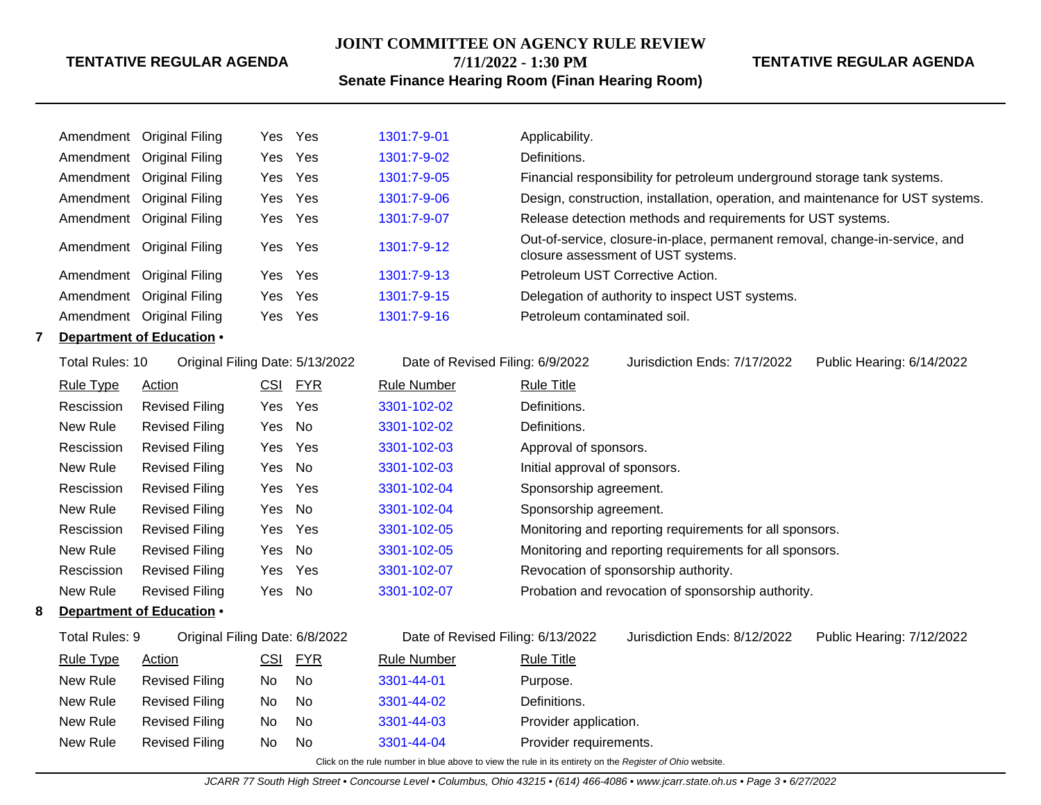| Rule Type | Action | CSI | FYR | Rule Number | Rule Title |
| --- | --- | --- | --- | --- | --- |
| Amendment | Original Filing | Yes | Yes | 1301:7-9-01 | Applicability. |
| Amendment | Original Filing | Yes | Yes | 1301:7-9-02 | Definitions. |
| Amendment | Original Filing | Yes | Yes | 1301:7-9-05 | Financial responsibility for petroleum underground storage tank systems. |
| Amendment | Original Filing | Yes | Yes | 1301:7-9-06 | Design, construction, installation, operation, and maintenance for UST systems. |
| Amendment | Original Filing | Yes | Yes | 1301:7-9-07 | Release detection methods and requirements for UST systems. |
| Amendment | Original Filing | Yes | Yes | 1301:7-9-12 | Out-of-service, closure-in-place, permanent removal, change-in-service, and closure assessment of UST systems. |
| Amendment | Original Filing | Yes | Yes | 1301:7-9-13 | Petroleum UST Corrective Action. |
| Amendment | Original Filing | Yes | Yes | 1301:7-9-15 | Delegation of authority to inspect UST systems. |
| Amendment | Original Filing | Yes | Yes | 1301:7-9-16 | Petroleum contaminated soil. |

**7 Department of Education •**

Total Rules: 10 | Original Filing Date: 5/13/2022 | Date of Revised Filing: 6/9/2022 | Jurisdiction Ends: 7/17/2022 | Public Hearing: 6/14/2022

| Rule Type | Action | CSI | FYR | Rule Number | Rule Title |
| --- | --- | --- | --- | --- | --- |
| Rescission | Revised Filing | Yes | Yes | 3301-102-02 | Definitions. |
| New Rule | Revised Filing | Yes | No | 3301-102-02 | Definitions. |
| Rescission | Revised Filing | Yes | Yes | 3301-102-03 | Approval of sponsors. |
| New Rule | Revised Filing | Yes | No | 3301-102-03 | Initial approval of sponsors. |
| Rescission | Revised Filing | Yes | Yes | 3301-102-04 | Sponsorship agreement. |
| New Rule | Revised Filing | Yes | No | 3301-102-04 | Sponsorship agreement. |
| Rescission | Revised Filing | Yes | Yes | 3301-102-05 | Monitoring and reporting requirements for all sponsors. |
| New Rule | Revised Filing | Yes | No | 3301-102-05 | Monitoring and reporting requirements for all sponsors. |
| Rescission | Revised Filing | Yes | Yes | 3301-102-07 | Revocation of sponsorship authority. |
| New Rule | Revised Filing | Yes | No | 3301-102-07 | Probation and revocation of sponsorship authority. |

**8 Department of Education •**

Total Rules: 9 | Original Filing Date: 6/8/2022 | Date of Revised Filing: 6/13/2022 | Jurisdiction Ends: 8/12/2022 | Public Hearing: 7/12/2022

| Rule Type | Action | CSI | FYR | Rule Number | Rule Title |
| --- | --- | --- | --- | --- | --- |
| New Rule | Revised Filing | No | No | 3301-44-01 | Purpose. |
| New Rule | Revised Filing | No | No | 3301-44-02 | Definitions. |
| New Rule | Revised Filing | No | No | 3301-44-03 | Provider application. |
| New Rule | Revised Filing | No | No | 3301-44-04 | Provider requirements. |

Click on the rule number in blue above to view the rule in its entirety on the *Register of Ohio* website.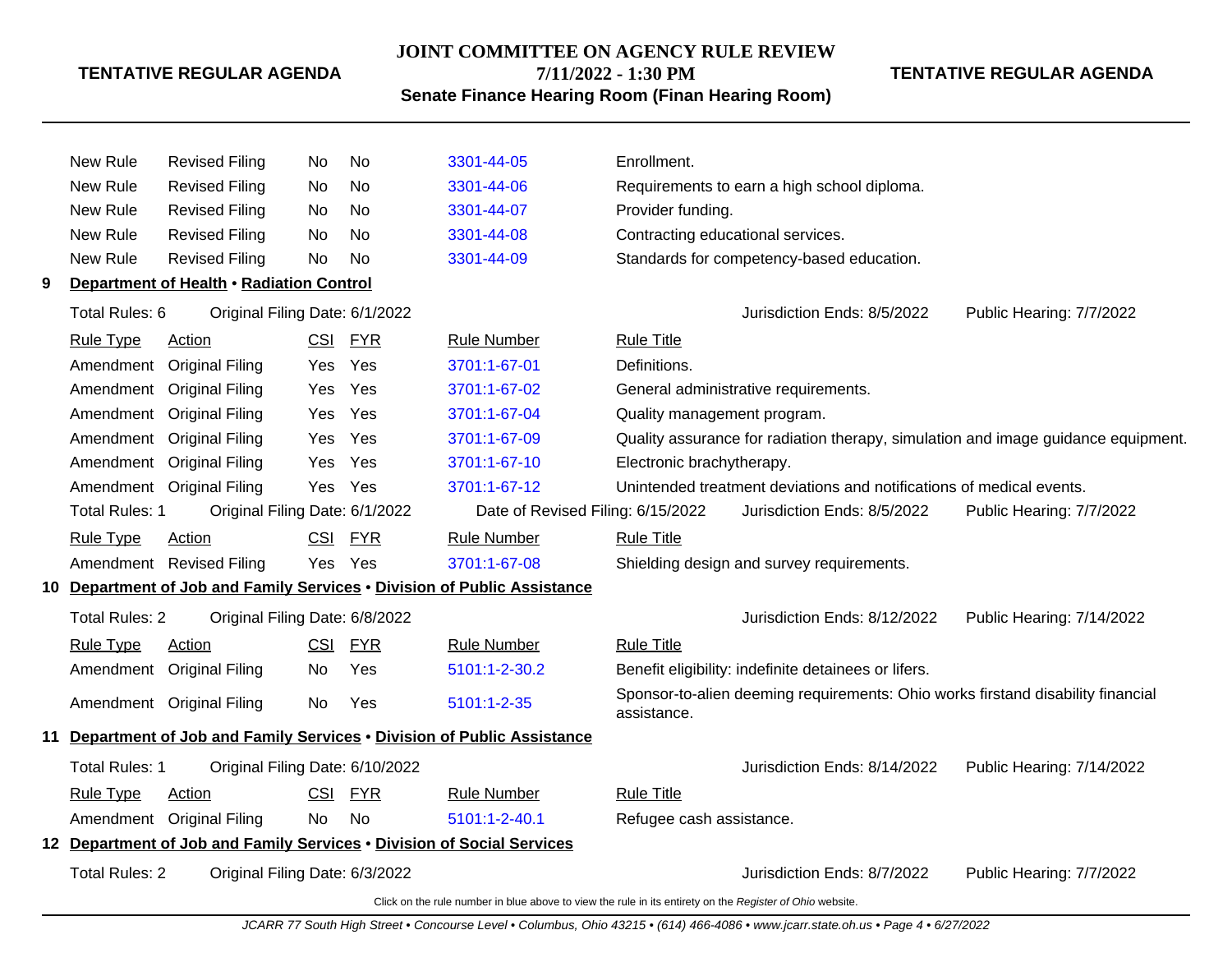| Rule Type | Action | CSI | FYR | Rule Number | Rule Title |
|---|---|---|---|---|---|
| New Rule | Revised Filing | No | No | 3301-44-05 | Enrollment. |
| New Rule | Revised Filing | No | No | 3301-44-06 | Requirements to earn a high school diploma. |
| New Rule | Revised Filing | No | No | 3301-44-07 | Provider funding. |
| New Rule | Revised Filing | No | No | 3301-44-08 | Contracting educational services. |
| New Rule | Revised Filing | No | No | 3301-44-09 | Standards for competency-based education. |

## 9 Department of Health • Radiation Control

Total Rules: 6 | Original Filing Date: 6/1/2022 | Jurisdiction Ends: 8/5/2022 | Public Hearing: 7/7/2022

| Rule Type | Action | CSI | FYR | Rule Number | Rule Title |
|---|---|---|---|---|---|
| Amendment | Original Filing | Yes | Yes | 3701:1-67-01 | Definitions. |
| Amendment | Original Filing | Yes | Yes | 3701:1-67-02 | General administrative requirements. |
| Amendment | Original Filing | Yes | Yes | 3701:1-67-04 | Quality management program. |
| Amendment | Original Filing | Yes | Yes | 3701:1-67-09 | Quality assurance for radiation therapy, simulation and image guidance equipment. |
| Amendment | Original Filing | Yes | Yes | 3701:1-67-10 | Electronic brachytherapy. |
| Amendment | Original Filing | Yes | Yes | 3701:1-67-12 | Unintended treatment deviations and notifications of medical events. |

Total Rules: 1 | Original Filing Date: 6/1/2022 | Date of Revised Filing: 6/15/2022 | Jurisdiction Ends: 8/5/2022 | Public Hearing: 7/7/2022

| Rule Type | Action | CSI | FYR | Rule Number | Rule Title |
|---|---|---|---|---|---|
| Amendment | Revised Filing | Yes | Yes | 3701:1-67-08 | Shielding design and survey requirements. |

## 10 Department of Job and Family Services • Division of Public Assistance

Total Rules: 2 | Original Filing Date: 6/8/2022 | Jurisdiction Ends: 8/12/2022 | Public Hearing: 7/14/2022

| Rule Type | Action | CSI | FYR | Rule Number | Rule Title |
|---|---|---|---|---|---|
| Amendment | Original Filing | No | Yes | 5101:1-2-30.2 | Benefit eligibility: indefinite detainees or lifers. |
| Amendment | Original Filing | No | Yes | 5101:1-2-35 | Sponsor-to-alien deeming requirements: Ohio works firstand disability financial assistance. |

## 11 Department of Job and Family Services • Division of Public Assistance

Total Rules: 1 | Original Filing Date: 6/10/2022 | Jurisdiction Ends: 8/14/2022 | Public Hearing: 7/14/2022

| Rule Type | Action | CSI | FYR | Rule Number | Rule Title |
|---|---|---|---|---|---|
| Amendment | Original Filing | No | No | 5101:1-2-40.1 | Refugee cash assistance. |

## 12 Department of Job and Family Services • Division of Social Services

Total Rules: 2 | Original Filing Date: 6/3/2022 | Jurisdiction Ends: 8/7/2022 | Public Hearing: 7/7/2022

Click on the rule number in blue above to view the rule in its entirety on the *Register of Ohio* website.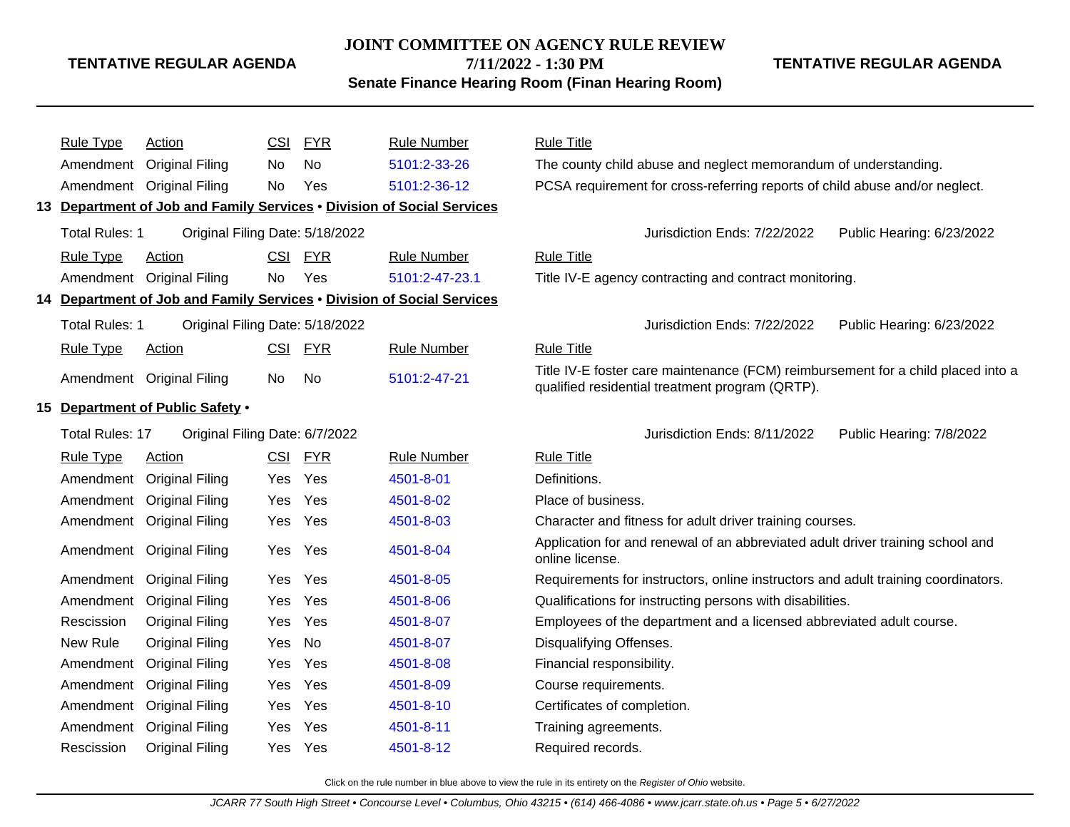| Rule Type | Action | CSI | FYR | Rule Number | Rule Title |
|---|---|---|---|---|---|
| Amendment | Original Filing | No | No | 5101:2-33-26 | The county child abuse and neglect memorandum of understanding. |
| Amendment | Original Filing | No | Yes | 5101:2-36-12 | PCSA requirement for cross-referring reports of child abuse and/or neglect. |

## 13 Department of Job and Family Services • Division of Social Services

Total Rules: 1 Original Filing Date: 5/18/2022 Jurisdiction Ends: 7/22/2022 Public Hearing: 6/23/2022

| Rule Type | Action | CSI | FYR | Rule Number | Rule Title |
|---|---|---|---|---|---|
| Amendment | Original Filing | No | Yes | 5101:2-47-23.1 | Title IV-E agency contracting and contract monitoring. |

## 14 Department of Job and Family Services • Division of Social Services

Total Rules: 1 Original Filing Date: 5/18/2022 Jurisdiction Ends: 7/22/2022 Public Hearing: 6/23/2022

| Rule Type | Action | CSI | FYR | Rule Number | Rule Title |
|---|---|---|---|---|---|
| Amendment | Original Filing | No | No | 5101:2-47-21 | Title IV-E foster care maintenance (FCM) reimbursement for a child placed into a qualified residential treatment program (QRTP). |

## 15 Department of Public Safety •

Total Rules: 17 Original Filing Date: 6/7/2022 Jurisdiction Ends: 8/11/2022 Public Hearing: 7/8/2022

| Rule Type | Action | CSI | FYR | Rule Number | Rule Title |
|---|---|---|---|---|---|
| Amendment | Original Filing | Yes | Yes | 4501-8-01 | Definitions. |
| Amendment | Original Filing | Yes | Yes | 4501-8-02 | Place of business. |
| Amendment | Original Filing | Yes | Yes | 4501-8-03 | Character and fitness for adult driver training courses. |
| Amendment | Original Filing | Yes | Yes | 4501-8-04 | Application for and renewal of an abbreviated adult driver training school and online license. |
| Amendment | Original Filing | Yes | Yes | 4501-8-05 | Requirements for instructors, online instructors and adult training coordinators. |
| Amendment | Original Filing | Yes | Yes | 4501-8-06 | Qualifications for instructing persons with disabilities. |
| Rescission | Original Filing | Yes | Yes | 4501-8-07 | Employees of the department and a licensed abbreviated adult course. |
| New Rule | Original Filing | Yes | No | 4501-8-07 | Disqualifying Offenses. |
| Amendment | Original Filing | Yes | Yes | 4501-8-08 | Financial responsibility. |
| Amendment | Original Filing | Yes | Yes | 4501-8-09 | Course requirements. |
| Amendment | Original Filing | Yes | Yes | 4501-8-10 | Certificates of completion. |
| Amendment | Original Filing | Yes | Yes | 4501-8-11 | Training agreements. |
| Rescission | Original Filing | Yes | Yes | 4501-8-12 | Required records. |

Click on the rule number in blue above to view the rule in its entirety on the *Register of Ohio* website.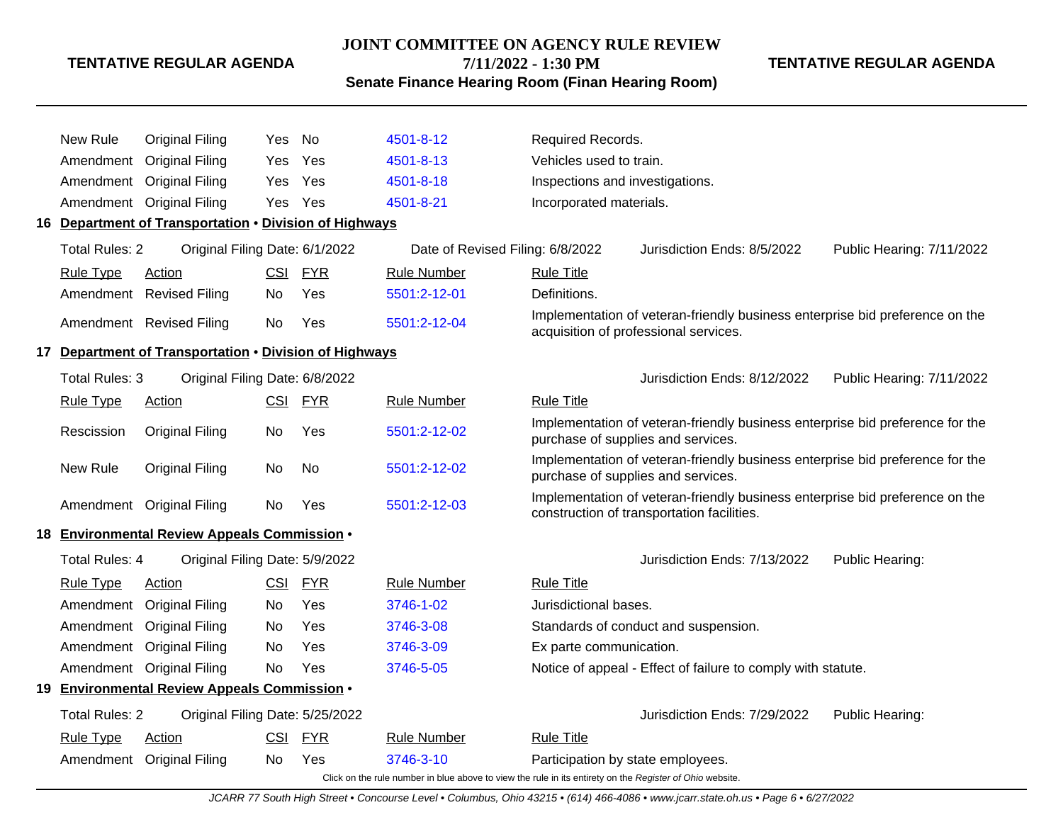| Rule Type | Action | CSI | FYR | Rule Number | Rule Title |
|---|---|---|---|---|---|
| New Rule | Original Filing | Yes | No | 4501-8-12 | Required Records. |
| Amendment | Original Filing | Yes | Yes | 4501-8-13 | Vehicles used to train. |
| Amendment | Original Filing | Yes | Yes | 4501-8-18 | Inspections and investigations. |
| Amendment | Original Filing | Yes | Yes | 4501-8-21 | Incorporated materials. |

**16 Department of Transportation • Division of Highways**

Total Rules: 2 | Original Filing Date: 6/1/2022 | Date of Revised Filing: 6/8/2022 | Jurisdiction Ends: 8/5/2022 | Public Hearing: 7/11/2022

| Rule Type | Action | CSI | FYR | Rule Number | Rule Title |
|---|---|---|---|---|---|
| Amendment | Revised Filing | No | Yes | 5501:2-12-01 | Definitions. |
| Amendment | Revised Filing | No | Yes | 5501:2-12-04 | Implementation of veteran-friendly business enterprise bid preference on the acquisition of professional services. |

**17 Department of Transportation • Division of Highways**

Total Rules: 3 | Original Filing Date: 6/8/2022 | Jurisdiction Ends: 8/12/2022 | Public Hearing: 7/11/2022

| Rule Type | Action | CSI | FYR | Rule Number | Rule Title |
|---|---|---|---|---|---|
| Rescission | Original Filing | No | Yes | 5501:2-12-02 | Implementation of veteran-friendly business enterprise bid preference for the purchase of supplies and services. |
| New Rule | Original Filing | No | No | 5501:2-12-02 | Implementation of veteran-friendly business enterprise bid preference for the purchase of supplies and services. |
| Amendment | Original Filing | No | Yes | 5501:2-12-03 | Implementation of veteran-friendly business enterprise bid preference on the construction of transportation facilities. |

**18 Environmental Review Appeals Commission •**

Total Rules: 4 | Original Filing Date: 5/9/2022 | Jurisdiction Ends: 7/13/2022 | Public Hearing:

| Rule Type | Action | CSI | FYR | Rule Number | Rule Title |
|---|---|---|---|---|---|
| Amendment | Original Filing | No | Yes | 3746-1-02 | Jurisdictional bases. |
| Amendment | Original Filing | No | Yes | 3746-3-08 | Standards of conduct and suspension. |
| Amendment | Original Filing | No | Yes | 3746-3-09 | Ex parte communication. |
| Amendment | Original Filing | No | Yes | 3746-5-05 | Notice of appeal - Effect of failure to comply with statute. |

**19 Environmental Review Appeals Commission •**

Total Rules: 2 | Original Filing Date: 5/25/2022 | Jurisdiction Ends: 7/29/2022 | Public Hearing:

| Rule Type | Action | CSI | FYR | Rule Number | Rule Title |
|---|---|---|---|---|---|
| Amendment | Original Filing | No | Yes | 3746-3-10 | Participation by state employees. |

Click on the rule number in blue above to view the rule in its entirety on the *Register of Ohio* website.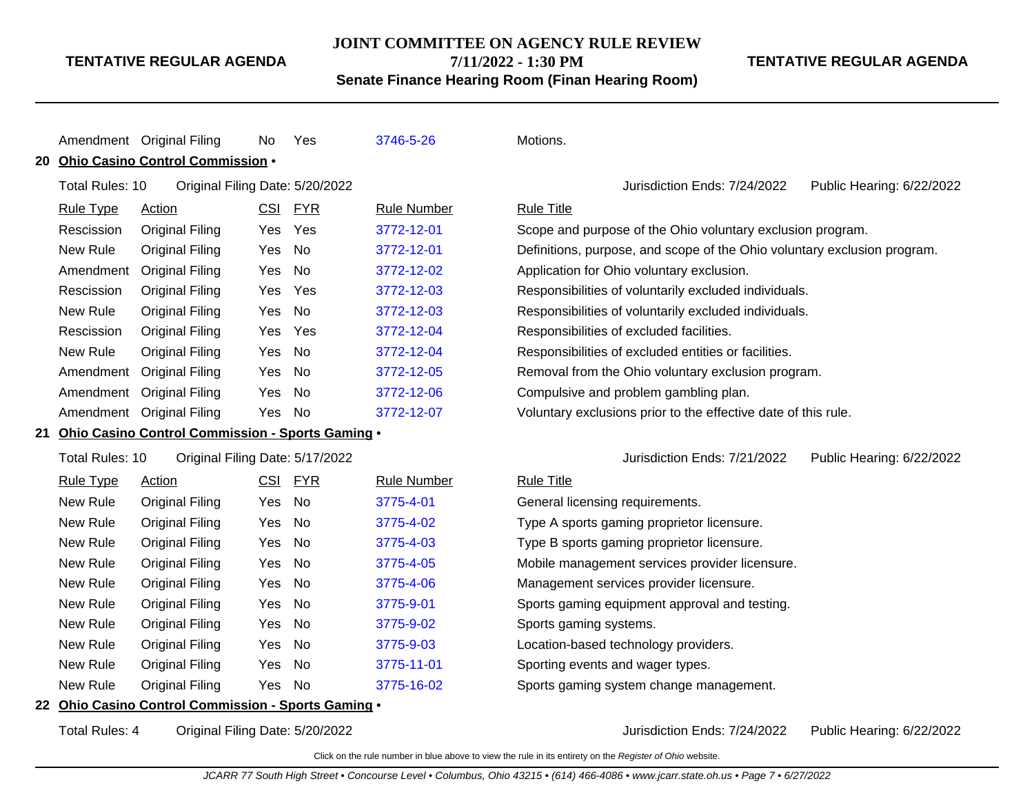| Rule Type | Action | CSI | FYR | Rule Number | Rule Title |
|---|---|---|---|---|---|
| Amendment | Original Filing | No | Yes | 3746-5-26 | Motions. |

**20 Ohio Casino Control Commission •**

Total Rules: 10 Original Filing Date: 5/20/2022 Jurisdiction Ends: 7/24/2022 Public Hearing: 6/22/2022

| Rule Type | Action | CSI | FYR | Rule Number | Rule Title |
|---|---|---|---|---|---|
| Rescission | Original Filing | Yes | Yes | 3772-12-01 | Scope and purpose of the Ohio voluntary exclusion program. |
| New Rule | Original Filing | Yes | No | 3772-12-01 | Definitions, purpose, and scope of the Ohio voluntary exclusion program. |
| Amendment | Original Filing | Yes | No | 3772-12-02 | Application for Ohio voluntary exclusion. |
| Rescission | Original Filing | Yes | Yes | 3772-12-03 | Responsibilities of voluntarily excluded individuals. |
| New Rule | Original Filing | Yes | No | 3772-12-03 | Responsibilities of voluntarily excluded individuals. |
| Rescission | Original Filing | Yes | Yes | 3772-12-04 | Responsibilities of excluded facilities. |
| New Rule | Original Filing | Yes | No | 3772-12-04 | Responsibilities of excluded entities or facilities. |
| Amendment | Original Filing | Yes | No | 3772-12-05 | Removal from the Ohio voluntary exclusion program. |
| Amendment | Original Filing | Yes | No | 3772-12-06 | Compulsive and problem gambling plan. |
| Amendment | Original Filing | Yes | No | 3772-12-07 | Voluntary exclusions prior to the effective date of this rule. |

**21 Ohio Casino Control Commission - Sports Gaming •**

Total Rules: 10 Original Filing Date: 5/17/2022 Jurisdiction Ends: 7/21/2022 Public Hearing: 6/22/2022

| Rule Type | Action | CSI | FYR | Rule Number | Rule Title |
|---|---|---|---|---|---|
| New Rule | Original Filing | Yes | No | 3775-4-01 | General licensing requirements. |
| New Rule | Original Filing | Yes | No | 3775-4-02 | Type A sports gaming proprietor licensure. |
| New Rule | Original Filing | Yes | No | 3775-4-03 | Type B sports gaming proprietor licensure. |
| New Rule | Original Filing | Yes | No | 3775-4-05 | Mobile management services provider licensure. |
| New Rule | Original Filing | Yes | No | 3775-4-06 | Management services provider licensure. |
| New Rule | Original Filing | Yes | No | 3775-9-01 | Sports gaming equipment approval and testing. |
| New Rule | Original Filing | Yes | No | 3775-9-02 | Sports gaming systems. |
| New Rule | Original Filing | Yes | No | 3775-9-03 | Location-based technology providers. |
| New Rule | Original Filing | Yes | No | 3775-11-01 | Sporting events and wager types. |
| New Rule | Original Filing | Yes | No | 3775-16-02 | Sports gaming system change management. |

**22 Ohio Casino Control Commission - Sports Gaming •**

Total Rules: 4 Original Filing Date: 5/20/2022 Jurisdiction Ends: 7/24/2022 Public Hearing: 6/22/2022

Click on the rule number in blue above to view the rule in its entirety on the *Register of Ohio* website.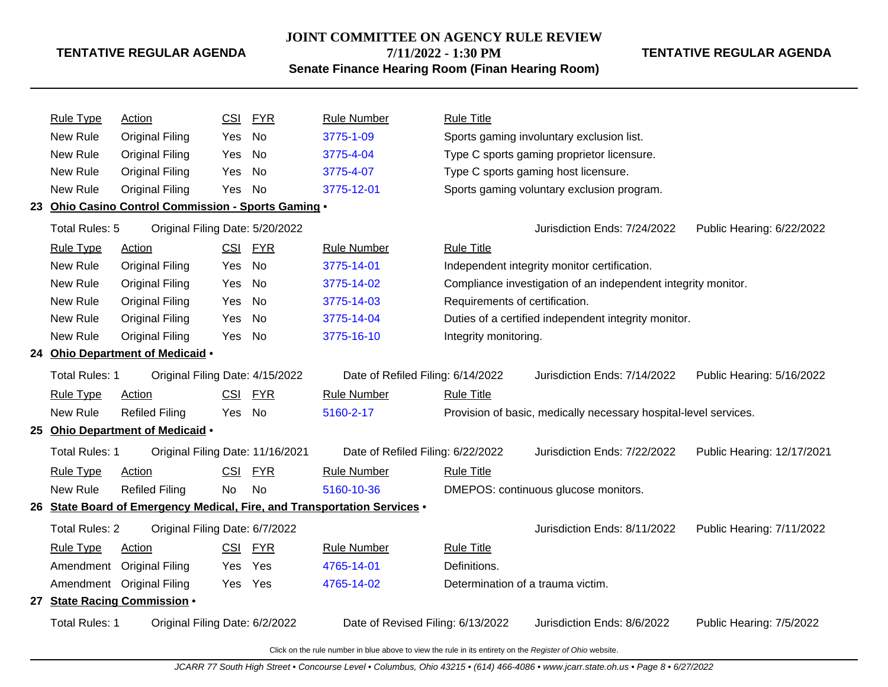| Rule Type | Action | CSI | FYR | Rule Number | Rule Title |
|---|---|---|---|---|---|
| New Rule | Original Filing | Yes | No | 3775-1-09 | Sports gaming involuntary exclusion list. |
| New Rule | Original Filing | Yes | No | 3775-4-04 | Type C sports gaming proprietor licensure. |
| New Rule | Original Filing | Yes | No | 3775-4-07 | Type C sports gaming host licensure. |
| New Rule | Original Filing | Yes | No | 3775-12-01 | Sports gaming voluntary exclusion program. |

**23 Ohio Casino Control Commission - Sports Gaming •**

Total Rules: 5 | Original Filing Date: 5/20/2022 | Jurisdiction Ends: 7/24/2022 | Public Hearing: 6/22/2022

| Rule Type | Action | CSI | FYR | Rule Number | Rule Title |
|---|---|---|---|---|---|
| New Rule | Original Filing | Yes | No | 3775-14-01 | Independent integrity monitor certification. |
| New Rule | Original Filing | Yes | No | 3775-14-02 | Compliance investigation of an independent integrity monitor. |
| New Rule | Original Filing | Yes | No | 3775-14-03 | Requirements of certification. |
| New Rule | Original Filing | Yes | No | 3775-14-04 | Duties of a certified independent integrity monitor. |
| New Rule | Original Filing | Yes | No | 3775-16-10 | Integrity monitoring. |

**24 Ohio Department of Medicaid •**

Total Rules: 1 | Original Filing Date: 4/15/2022 | Date of Refiled Filing: 6/14/2022 | Jurisdiction Ends: 7/14/2022 | Public Hearing: 5/16/2022

| Rule Type | Action | CSI | FYR | Rule Number | Rule Title |
|---|---|---|---|---|---|
| New Rule | Refiled Filing | Yes | No | 5160-2-17 | Provision of basic, medically necessary hospital-level services. |

**25 Ohio Department of Medicaid •**

Total Rules: 1 | Original Filing Date: 11/16/2021 | Date of Refiled Filing: 6/22/2022 | Jurisdiction Ends: 7/22/2022 | Public Hearing: 12/17/2021

| Rule Type | Action | CSI | FYR | Rule Number | Rule Title |
|---|---|---|---|---|---|
| New Rule | Refiled Filing | No | No | 5160-10-36 | DMEPOS: continuous glucose monitors. |

**26 State Board of Emergency Medical, Fire, and Transportation Services •**

Total Rules: 2 | Original Filing Date: 6/7/2022 | Jurisdiction Ends: 8/11/2022 | Public Hearing: 7/11/2022

| Rule Type | Action | CSI | FYR | Rule Number | Rule Title |
|---|---|---|---|---|---|
| Amendment | Original Filing | Yes | Yes | 4765-14-01 | Definitions. |
| Amendment | Original Filing | Yes | Yes | 4765-14-02 | Determination of a trauma victim. |

**27 State Racing Commission •**

Total Rules: 1 | Original Filing Date: 6/2/2022 | Date of Revised Filing: 6/13/2022 | Jurisdiction Ends: 8/6/2022 | Public Hearing: 7/5/2022

Click on the rule number in blue above to view the rule in its entirety on the *Register of Ohio* website.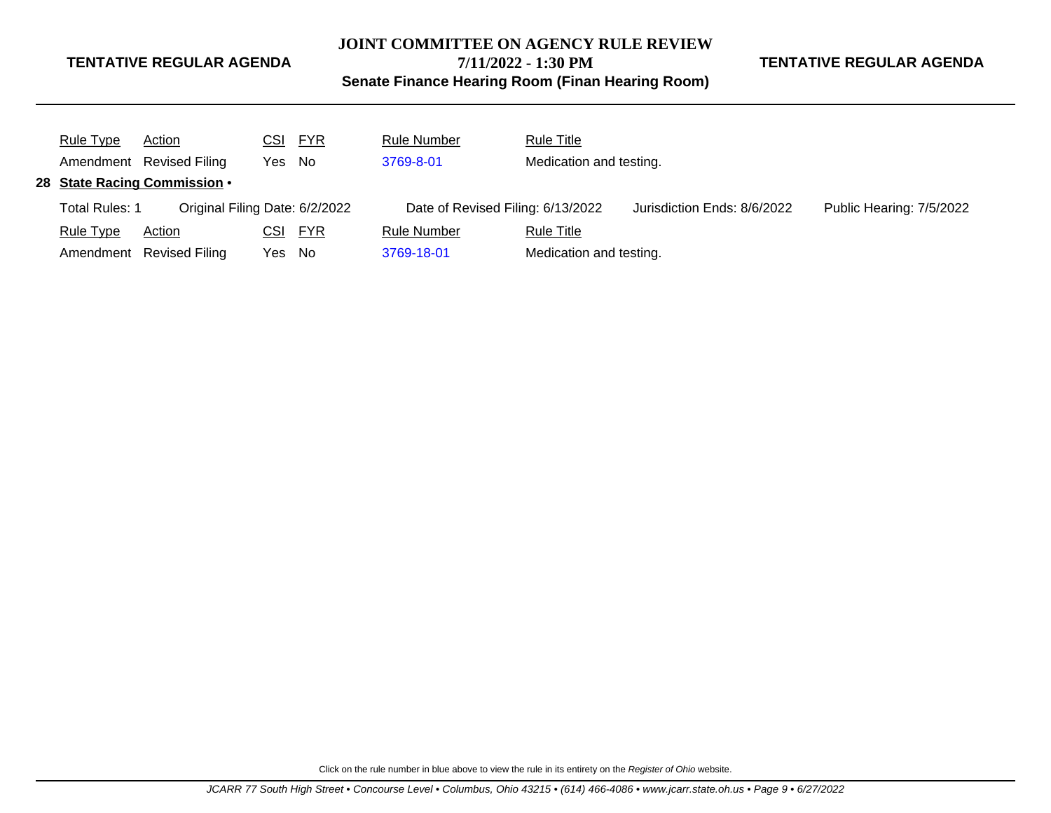| Rule Type | Action | CSI | FYR | Rule Number | Rule Title |
|---|---|---|---|---|---|
| Amendment | Revised Filing | Yes | No | 3769-8-01 | Medication and testing. |

**28 State Racing Commission •**

Total Rules: 1 | Original Filing Date: 6/2/2022 | Date of Revised Filing: 6/13/2022 | Jurisdiction Ends: 8/6/2022 | Public Hearing: 7/5/2022

| Rule Type | Action | CSI | FYR | Rule Number | Rule Title |
|---|---|---|---|---|---|
| Amendment | Revised Filing | Yes | No | 3769-18-01 | Medication and testing. |

Click on the rule number in blue above to view the rule in its entirety on the *Register of Ohio* website.